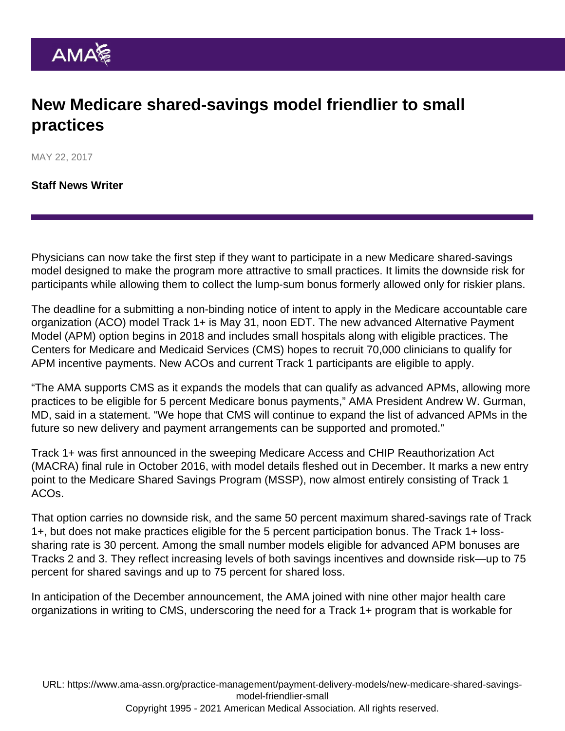# New Medicare shared-savings model friendlier to small practices

MAY 22, 2017

**Staff News Writer**

Physicians can now take the first step if they want to participate in a new Medicare shared-savings model designed to make the program more attractive to small practices. It limits the downside risk for participants while allowing them to collect the lump-sum bonus formerly allowed only for riskier plans.

The deadline for a submitting a non-binding notice of intent to apply in the Medicare accountable care organization (ACO) model Track 1+ is May 31, noon EDT. The new advanced Alternative Payment Model (APM) option begins in 2018 and includes small hospitals along with eligible practices. The Centers for Medicare and Medicaid Services (CMS) hopes to recruit 70,000 clinicians to qualify for APM incentive payments. New ACOs and current Track 1 participants are eligible to apply.

"The AMA supports CMS as it expands the models that can qualify as advanced APMs, allowing more practices to be eligible for 5 percent Medicare bonus payments," AMA President Andrew W. Gurman, MD, said in a statement. "We hope that CMS will continue to expand the list of advanced APMs in the future so new delivery and payment arrangements can be supported and promoted."

Track 1+ was first announced in the sweeping Medicare Access and CHIP Reauthorization Act (MACRA) final rule in October 2016, with model details fleshed out in December. It marks a new entry point to the Medicare Shared Savings Program (MSSP), now almost entirely consisting of Track 1 ACOs.

That option carries no downside risk, and the same 50 percent maximum shared-savings rate of Track 1+, but does not make practices eligible for the 5 percent participation bonus. The Track 1+ loss-sharing rate is 30 percent. Among the small number models eligible for advanced APM bonuses are Tracks 2 and 3. They reflect increasing levels of both savings incentives and downside risk—up to 75 percent for shared savings and up to 75 percent for shared loss.

In anticipation of the December announcement, the AMA joined with nine other major health care organizations in writing to CMS, underscoring the need for a Track 1+ program that is workable for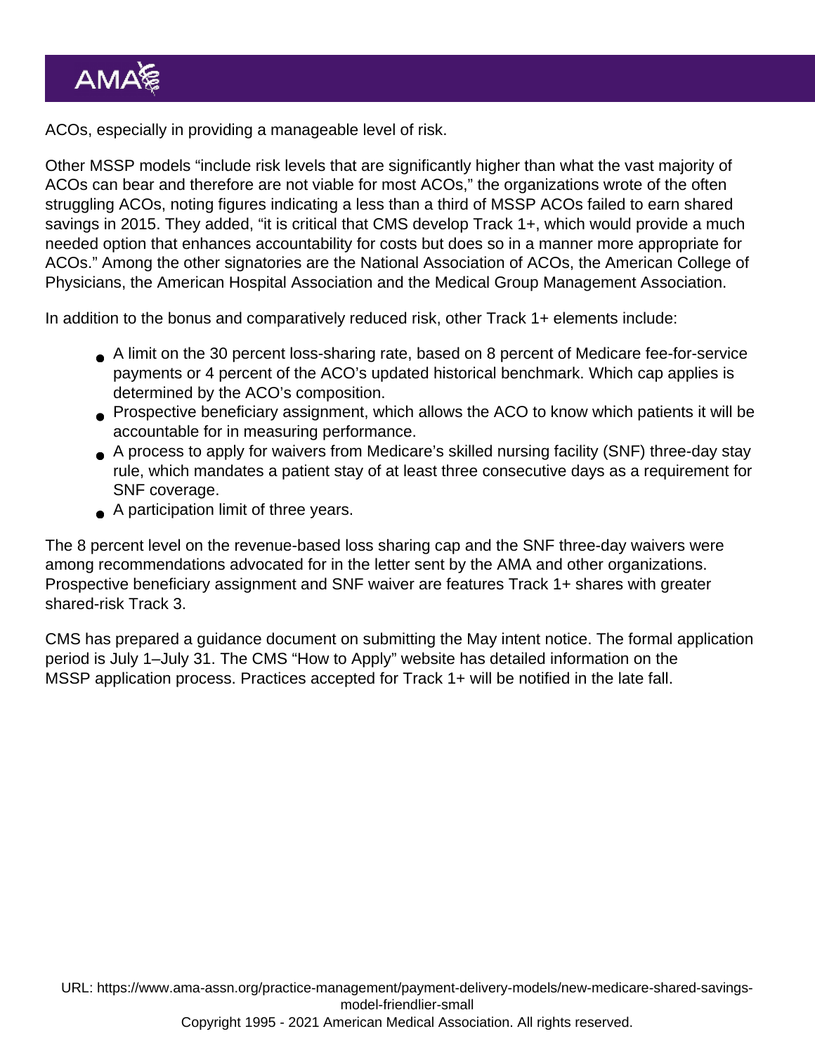ACOs, especially in providing a manageable level of risk.

Other MSSP models "include risk levels that are significantly higher than what the vast majority of ACOs can bear and therefore are not viable for most ACOs," the organizations wrote of the often struggling ACOs, noting figures indicating a less than a third of MSSP ACOs failed to earn shared savings in 2015. They added, "it is critical that CMS develop Track 1+, which would provide a much needed option that enhances accountability for costs but does so in a manner more appropriate for ACOs." Among the other signatories are the National Association of ACOs, the American College of Physicians, the American Hospital Association and the Medical Group Management Association.

In addition to the bonus and comparatively reduced risk, other Track 1+ elements include:

- A limit on the 30 percent loss-sharing rate, based on 8 percent of Medicare fee-for-service payments or 4 percent of the ACO's updated historical benchmark. Which cap applies is determined by the ACO's composition.
- Prospective beneficiary assignment, which allows the ACO to know which patients it will be accountable for in measuring performance.
- A process to apply for waivers from Medicare's skilled nursing facility (SNF) three-day stay rule, which mandates a patient stay of at least three consecutive days as a requirement for SNF coverage.
- A participation limit of three years.

The 8 percent level on the revenue-based loss sharing cap and the SNF three-day waivers were among recommendations advocated for in the letter sent by the AMA and other organizations. Prospective beneficiary assignment and SNF waiver are features Track 1+ shares with greater shared-risk Track 3.

CMS has prepared a guidance document on submitting the May intent notice. The formal application period is July 1–July 31. The CMS "How to Apply" website has detailed information on the MSSP application process. Practices accepted for Track 1+ will be notified in the late fall.